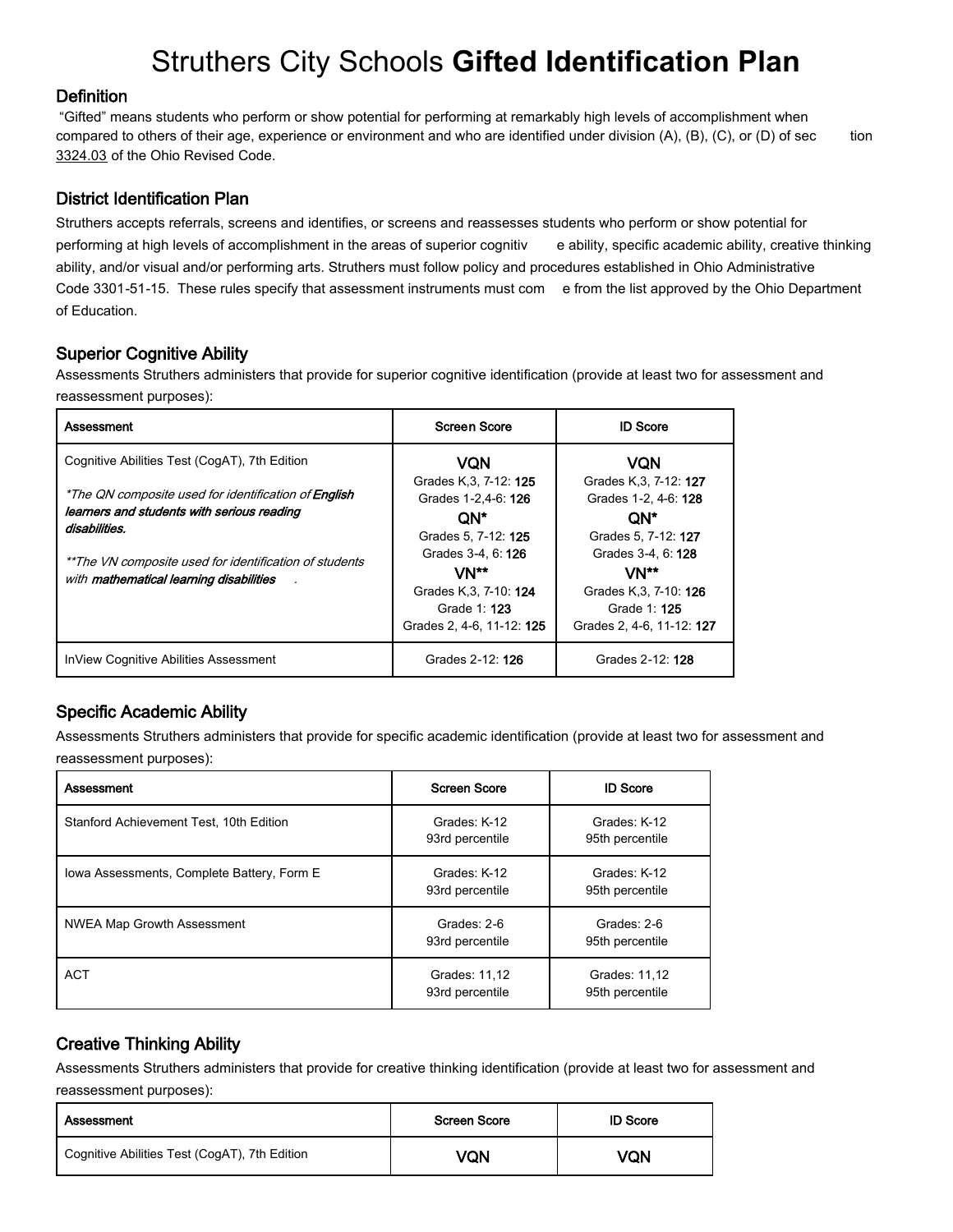# Struthers City Schools **Gifted Identification Plan**

## Definition

"Gifted" means students who perform or show potential for performing at remarkably high levels of accomplishment when compared to others of their age, experience or environment and who are identified under division (A), (B), (C), or (D) of section 3324.03 of the Ohio Revised Code.

## District Identification Plan

Struthers accepts referrals, screens and identifies, or screens and reassesses students who perform or show potential for performing at high levels of accomplishment in the areas of superior cognitive ability, specific academic ability, creative thinking ability, and/or visual and/or performing arts. Struthers must follow policy and procedures established in Ohio Administrative Code 3301-51-15. These rules specify that assessment instruments must come from the list approved by the Ohio Department of Education.

## Superior Cognitive Ability

Assessments Struthers administers that provide for superior cognitive identification (provide at least two for assessment and reassessment purposes):

| Assessment | Screen Score | ID Score |
|---|---|---|
| Cognitive Abilities Test (CogAT), 7th Edition<br><br>*\*The QN composite used for identification of* ***English learners and students with serious reading disabilities.***<br><br>*\*\*The VN composite used for identification of students with* ***mathematical learning disabilities*** *.* | **VQN**<br>Grades K,3, 7-12: **125**<br>Grades 1-2,4-6: **126**<br>**QN\***<br>Grades 5, 7-12: **125**<br>Grades 3-4, 6: **126**<br>**VN\*\***<br>Grades K,3, 7-10: **124**<br>Grade 1: **123**<br>Grades 2, 4-6, 11-12: **125** | **VQN**<br>Grades K,3, 7-12: **127**<br>Grades 1-2, 4-6: **128**<br>**QN\***<br>Grades 5, 7-12: **127**<br>Grades 3-4, 6: **128**<br>**VN\*\***<br>Grades K,3, 7-10: **126**<br>Grade 1: **125**<br>Grades 2, 4-6, 11-12: **127** |
| InView Cognitive Abilities Assessment | Grades 2-12: **126** | Grades 2-12: **128** |

## Specific Academic Ability

Assessments Struthers administers that provide for specific academic identification (provide at least two for assessment and reassessment purposes):

| Assessment | Screen Score | ID Score |
|---|---|---|
| Stanford Achievement Test, 10th Edition | Grades: K-12<br>93rd percentile | Grades: K-12<br>95th percentile |
| Iowa Assessments, Complete Battery, Form E | Grades: K-12<br>93rd percentile | Grades: K-12<br>95th percentile |
| NWEA Map Growth Assessment | Grades: 2-6<br>93rd percentile | Grades: 2-6<br>95th percentile |
| ACT | Grades: 11,12<br>93rd percentile | Grades: 11,12<br>95th percentile |

## Creative Thinking Ability

Assessments Struthers administers that provide for creative thinking identification (provide at least two for assessment and reassessment purposes):

| Assessment | Screen Score | ID Score |
|---|---|---|
| Cognitive Abilities Test (CogAT), 7th Edition | **VQN** | **VQN** |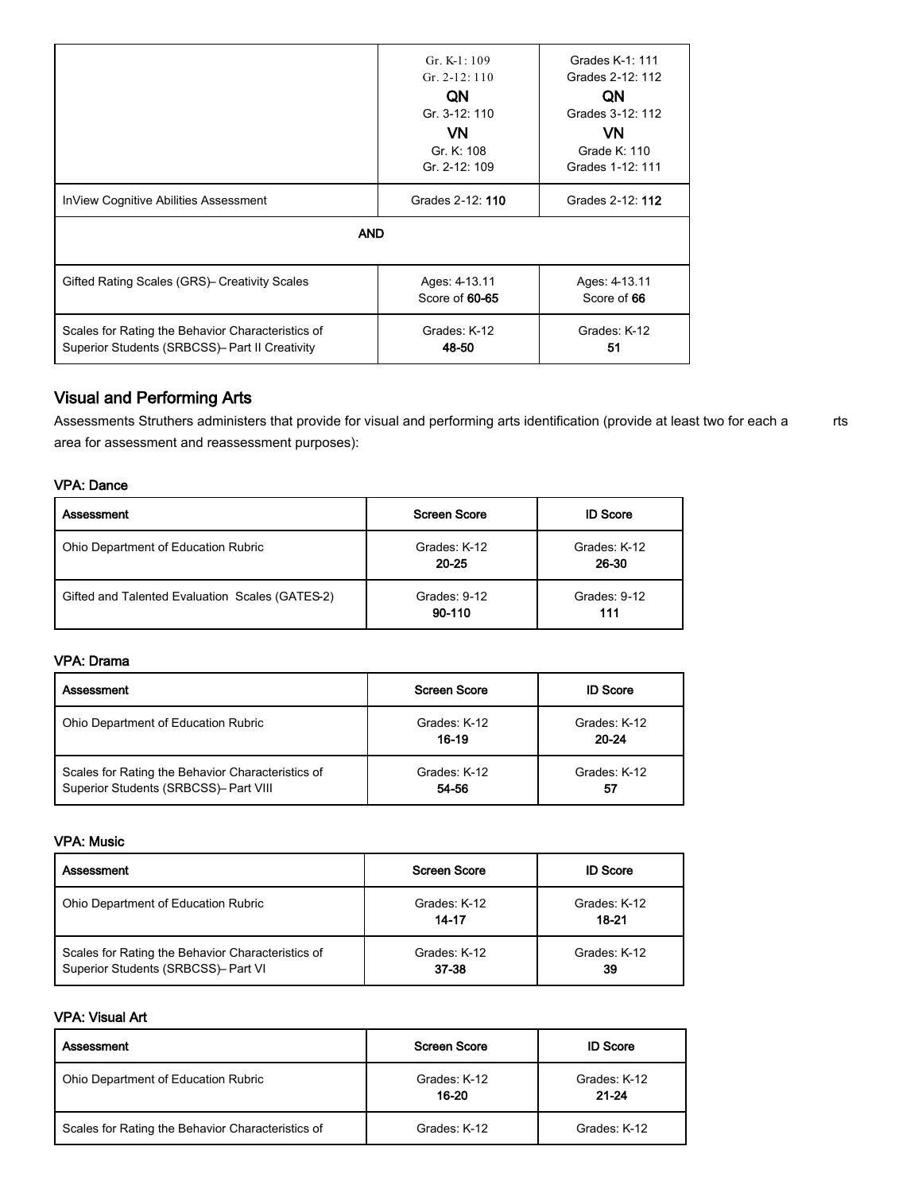| | | |
|---|---|---|
| | Gr. K-1: 109<br>Gr. 2-12: 110<br>**QN**<br>Gr. 3-12: 110<br>**VN**<br>Gr. K: 108<br>Gr. 2-12: 109 | Grades K-1: 111<br>Grades 2-12: 112<br>**QN**<br>Grades 3-12: 112<br>**VN**<br>Grade K: 110<br>Grades 1-12: 111 |
| InView Cognitive Abilities Assessment | Grades 2-12: **110** | Grades 2-12: **112** |
| **AND** | | |
| Gifted Rating Scales (GRS)– Creativity Scales | Ages: 4-13.11<br>Score of **60-65** | Ages: 4-13.11<br>Score of **66** |
| Scales for Rating the Behavior Characteristics of Superior Students (SRBCSS)– Part II Creativity | Grades: K-12<br>**48-50** | Grades: K-12<br>**51** |

## Visual and Performing Arts

Assessments Struthers administers that provide for visual and performing arts identification (provide at least two for each arts area for assessment and reassessment purposes):

### VPA: Dance

| Assessment | Screen Score | ID Score |
|---|---|---|
| Ohio Department of Education Rubric | Grades: K-12<br>**20-25** | Grades: K-12<br>**26-30** |
| Gifted and Talented Evaluation Scales (GATES-2) | Grades: 9-12<br>**90-110** | Grades: 9-12<br>**111** |

### VPA: Drama

| Assessment | Screen Score | ID Score |
|---|---|---|
| Ohio Department of Education Rubric | Grades: K-12<br>**16-19** | Grades: K-12<br>**20-24** |
| Scales for Rating the Behavior Characteristics of Superior Students (SRBCSS)– Part VIII | Grades: K-12<br>**54-56** | Grades: K-12<br>**57** |

### VPA: Music

| Assessment | Screen Score | ID Score |
|---|---|---|
| Ohio Department of Education Rubric | Grades: K-12<br>**14-17** | Grades: K-12<br>**18-21** |
| Scales for Rating the Behavior Characteristics of Superior Students (SRBCSS)– Part VI | Grades: K-12<br>**37-38** | Grades: K-12<br>**39** |

### VPA: Visual Art

| Assessment | Screen Score | ID Score |
|---|---|---|
| Ohio Department of Education Rubric | Grades: K-12<br>**16-20** | Grades: K-12<br>**21-24** |
| Scales for Rating the Behavior Characteristics of | Grades: K-12 | Grades: K-12 |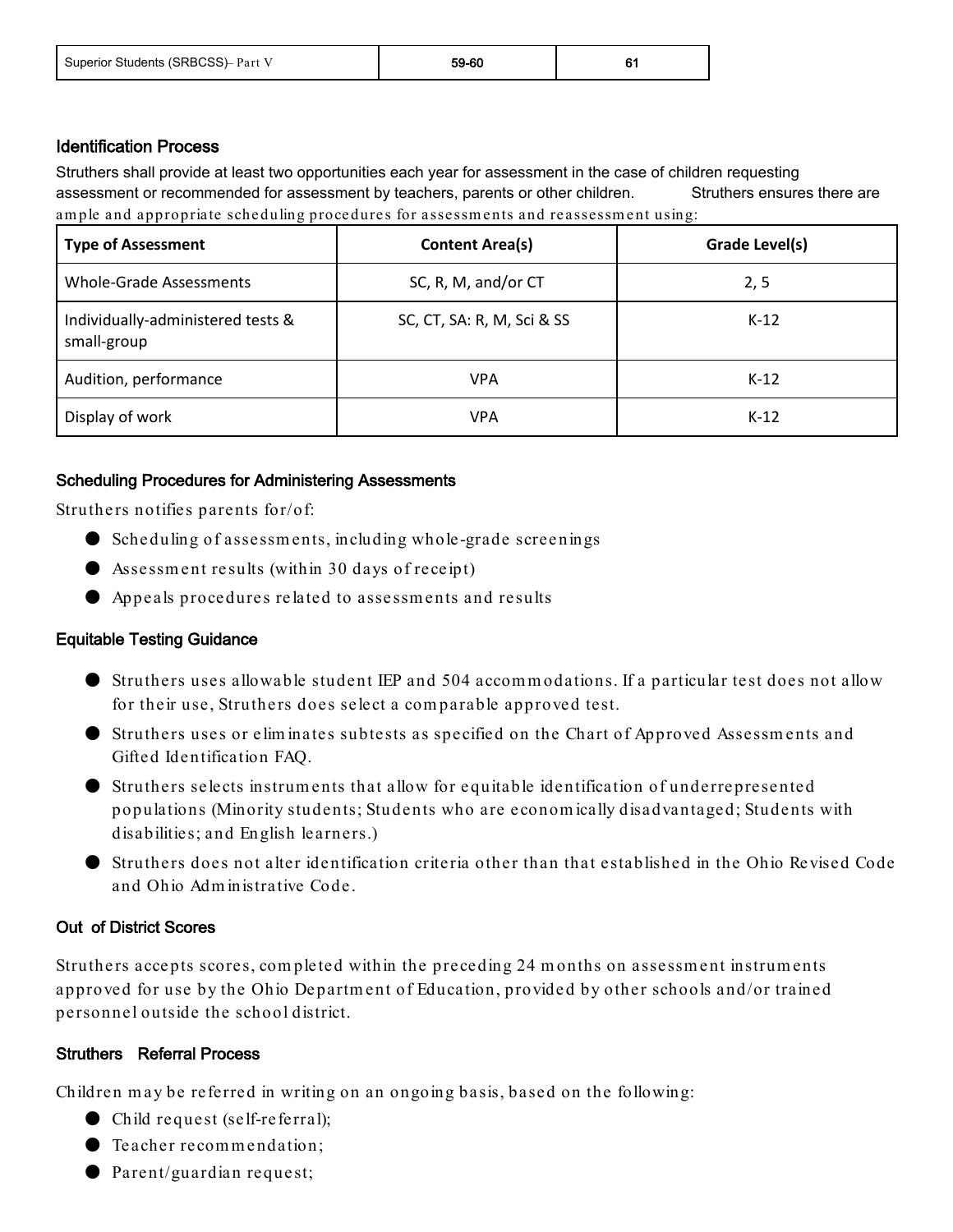| Superior Students (SRBCSS)– Part V | 59-60 | 61 |
|---|---|---|

### Identification Process

Struthers shall provide at least two opportunities each year for assessment in the case of children requesting assessment or recommended for assessment by teachers, parents or other children. Struthers ensures there are ample and appropriate scheduling procedures for assessments and reassessment using:

| Type of Assessment | Content Area(s) | Grade Level(s) |
|---|---|---|
| Whole-Grade Assessments | SC, R, M, and/or CT | 2, 5 |
| Individually-administered tests & small-group | SC, CT, SA: R, M, Sci & SS | K-12 |
| Audition, performance | VPA | K-12 |
| Display of work | VPA | K-12 |

### Scheduling Procedures for Administering Assessments

Struthers notifies parents for/of:

- Scheduling of assessments, including whole-grade screenings
- Assessment results (within 30 days of receipt)
- Appeals procedures related to assessments and results

### Equitable Testing Guidance

- Struthers uses allowable student IEP and 504 accommodations. If a particular test does not allow for their use, Struthers does select a comparable approved test.
- Struthers uses or eliminates subtests as specified on the Chart of Approved Assessments and Gifted Identification FAQ.
- Struthers selects instruments that allow for equitable identification of underrepresented populations (Minority students; Students who are economically disadvantaged; Students with disabilities; and English learners.)
- Struthers does not alter identification criteria other than that established in the Ohio Revised Code and Ohio Administrative Code.

### Out of District Scores

Struthers accepts scores, completed within the preceding 24 months on assessment instruments approved for use by the Ohio Department of Education, provided by other schools and/or trained personnel outside the school district.

### Struthers Referral Process

Children may be referred in writing on an ongoing basis, based on the following:

- Child request (self-referral);
- Teacher recommendation;
- Parent/guardian request;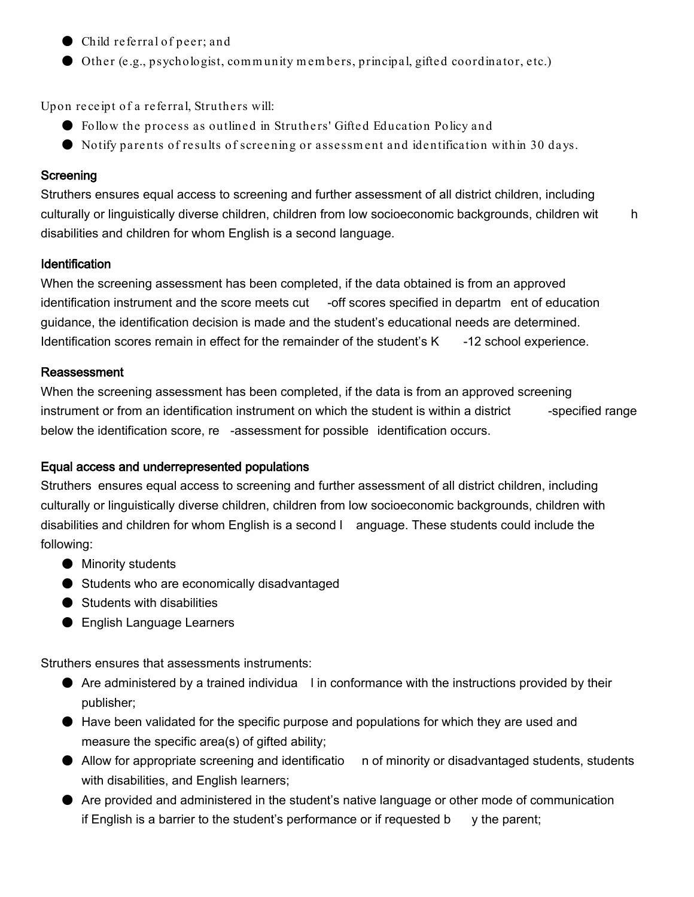- Child referral of peer; and
- Other (e.g., psychologist, community members, principal, gifted coordinator, etc.)

Upon receipt of a referral, Struthers will:

- Follow the process as outlined in Struthers' Gifted Education Policy and
- Notify parents of results of screening or assessment and identification within 30 days.

### Screening

Struthers ensures equal access to screening and further assessment of all district children, including culturally or linguistically diverse children, children from low socioeconomic backgrounds, children with disabilities and children for whom English is a second language.

### Identification

When the screening assessment has been completed, if the data obtained is from an approved identification instrument and the score meets cut-off scores specified in department of education guidance, the identification decision is made and the student's educational needs are determined. Identification scores remain in effect for the remainder of the student's K-12 school experience.

### Reassessment

When the screening assessment has been completed, if the data is from an approved screening instrument or from an identification instrument on which the student is within a district-specified range below the identification score, re-assessment for possible identification occurs.

### Equal access and underrepresented populations

Struthers ensures equal access to screening and further assessment of all district children, including culturally or linguistically diverse children, children from low socioeconomic backgrounds, children with disabilities and children for whom English is a second language. These students could include the following:

- Minority students
- Students who are economically disadvantaged
- Students with disabilities
- English Language Learners

Struthers ensures that assessments instruments:

- Are administered by a trained individual in conformance with the instructions provided by their publisher;
- Have been validated for the specific purpose and populations for which they are used and measure the specific area(s) of gifted ability;
- Allow for appropriate screening and identification of minority or disadvantaged students, students with disabilities, and English learners;
- Are provided and administered in the student's native language or other mode of communication if English is a barrier to the student's performance or if requested by the parent;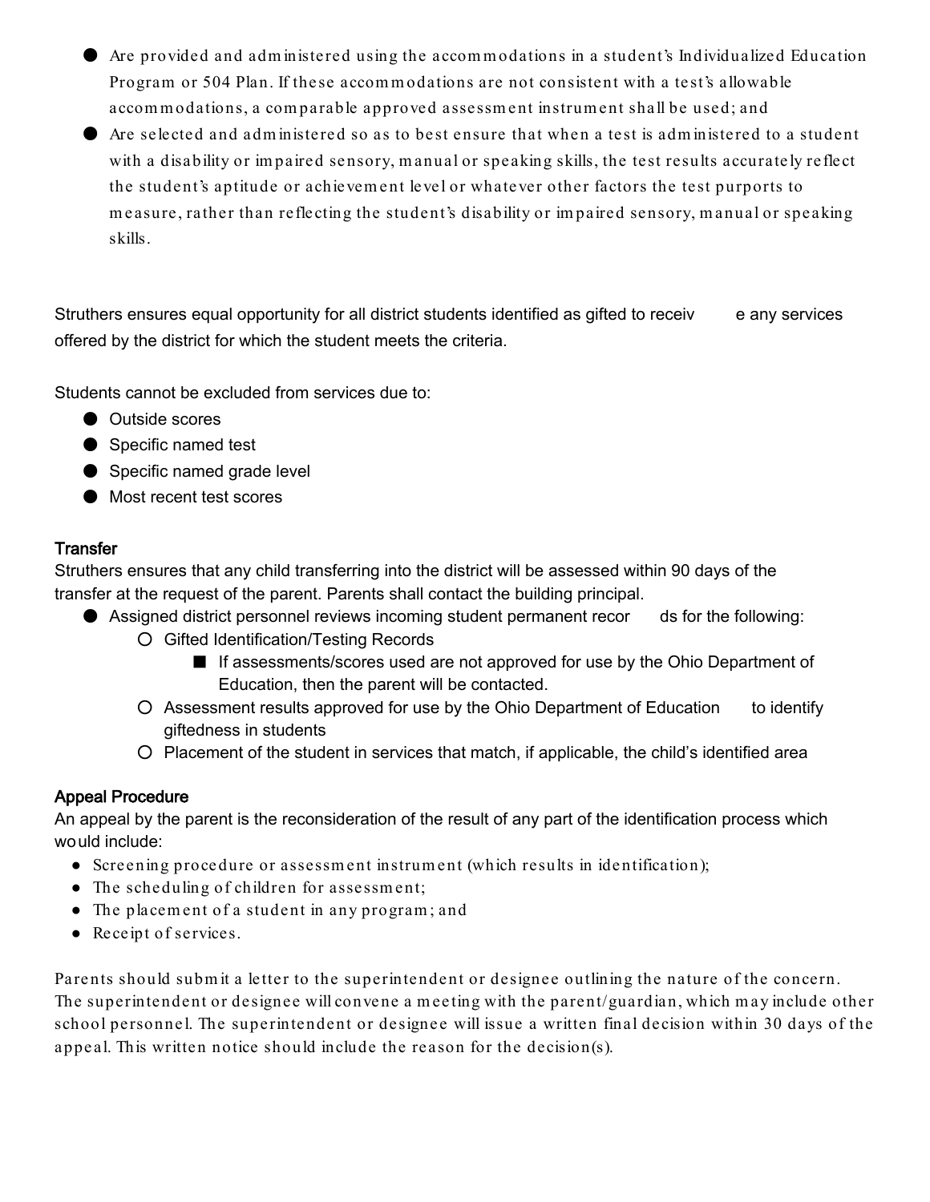- Are provided and administered using the accommodations in a student's Individualized Education Program or 504 Plan. If these accommodations are not consistent with a test's allowable accommodations, a comparable approved assessment instrument shall be used; and
- Are selected and administered so as to best ensure that when a test is administered to a student with a disability or impaired sensory, manual or speaking skills, the test results accurately reflect the student's aptitude or achievement level or whatever other factors the test purports to measure, rather than reflecting the student's disability or impaired sensory, manual or speaking skills.

Struthers ensures equal opportunity for all district students identified as gifted to receive any services offered by the district for which the student meets the criteria.

Students cannot be excluded from services due to:

- Outside scores
- Specific named test
- Specific named grade level
- Most recent test scores

**Transfer**

Struthers ensures that any child transferring into the district will be assessed within 90 days of the transfer at the request of the parent. Parents shall contact the building principal.

- Assigned district personnel reviews incoming student permanent records for the following:
  - Gifted Identification/Testing Records
    - If assessments/scores used are not approved for use by the Ohio Department of Education, then the parent will be contacted.
  - Assessment results approved for use by the Ohio Department of Education to identify giftedness in students
  - Placement of the student in services that match, if applicable, the child's identified area

**Appeal Procedure**

An appeal by the parent is the reconsideration of the result of any part of the identification process which would include:

- Screening procedure or assessment instrument (which results in identification);
- The scheduling of children for assessment;
- The placement of a student in any program; and
- Receipt of services.

Parents should submit a letter to the superintendent or designee outlining the nature of the concern. The superintendent or designee will convene a meeting with the parent/guardian, which may include other school personnel. The superintendent or designee will issue a written final decision within 30 days of the appeal. This written notice should include the reason for the decision(s).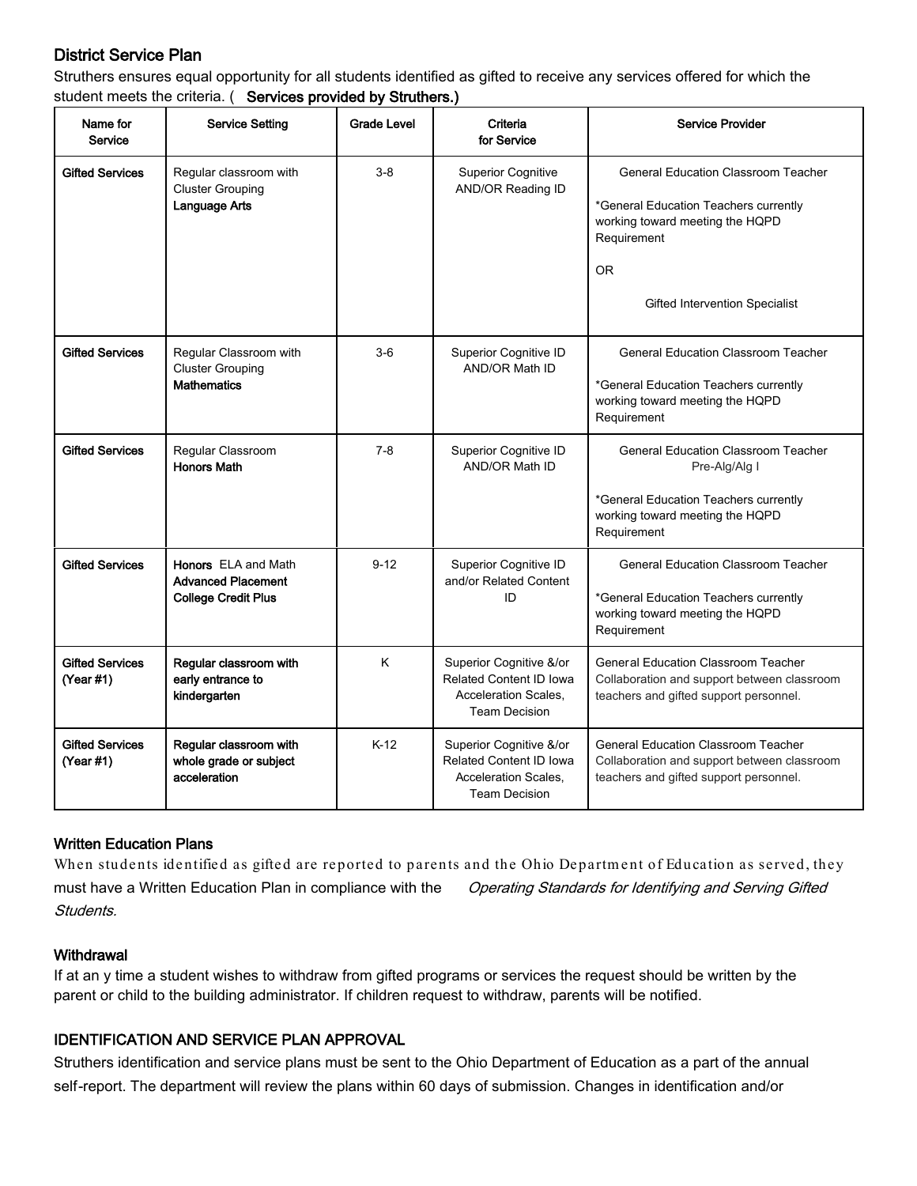## District Service Plan

Struthers ensures equal opportunity for all students identified as gifted to receive any services offered for which the student meets the criteria. ( **Services provided by Struthers.)**

| Name for Service | Service Setting | Grade Level | Criteria for Service | Service Provider |
|---|---|---|---|---|
| **Gifted Services** | Regular classroom with Cluster Grouping **Language Arts** | 3-8 | Superior Cognitive AND/OR Reading ID | General Education Classroom Teacher<br><br>*General Education Teachers currently working toward meeting the HQPD Requirement<br><br>OR<br><br>Gifted Intervention Specialist |
| **Gifted Services** | Regular Classroom with Cluster Grouping **Mathematics** | 3-6 | Superior Cognitive ID AND/OR Math ID | General Education Classroom Teacher<br><br>*General Education Teachers currently working toward meeting the HQPD Requirement |
| **Gifted Services** | Regular Classroom **Honors Math** | 7-8 | Superior Cognitive ID AND/OR Math ID | General Education Classroom Teacher Pre-Alg/Alg I<br><br>*General Education Teachers currently working toward meeting the HQPD Requirement |
| **Gifted Services** | **Honors** ELA and Math **Advanced Placement College Credit Plus** | 9-12 | Superior Cognitive ID and/or Related Content ID | General Education Classroom Teacher<br><br>*General Education Teachers currently working toward meeting the HQPD Requirement |
| **Gifted Services (Year #1)** | **Regular classroom with early entrance to kindergarten** | K | Superior Cognitive &/or Related Content ID Iowa Acceleration Scales, Team Decision | General Education Classroom Teacher Collaboration and support between classroom teachers and gifted support personnel. |
| **Gifted Services (Year #1)** | **Regular classroom with whole grade or subject acceleration** | K-12 | Superior Cognitive &/or Related Content ID Iowa Acceleration Scales, Team Decision | General Education Classroom Teacher Collaboration and support between classroom teachers and gifted support personnel. |

### Written Education Plans

When students identified as gifted are reported to parents and the Ohio Department of Education as served, they must have a Written Education Plan in compliance with the *Operating Standards for Identifying and Serving Gifted Students.*

### Withdrawal

If at an y time a student wishes to withdraw from gifted programs or services the request should be written by the parent or child to the building administrator. If children request to withdraw, parents will be notified.

### IDENTIFICATION AND SERVICE PLAN APPROVAL

Struthers identification and service plans must be sent to the Ohio Department of Education as a part of the annual self-report. The department will review the plans within 60 days of submission. Changes in identification and/or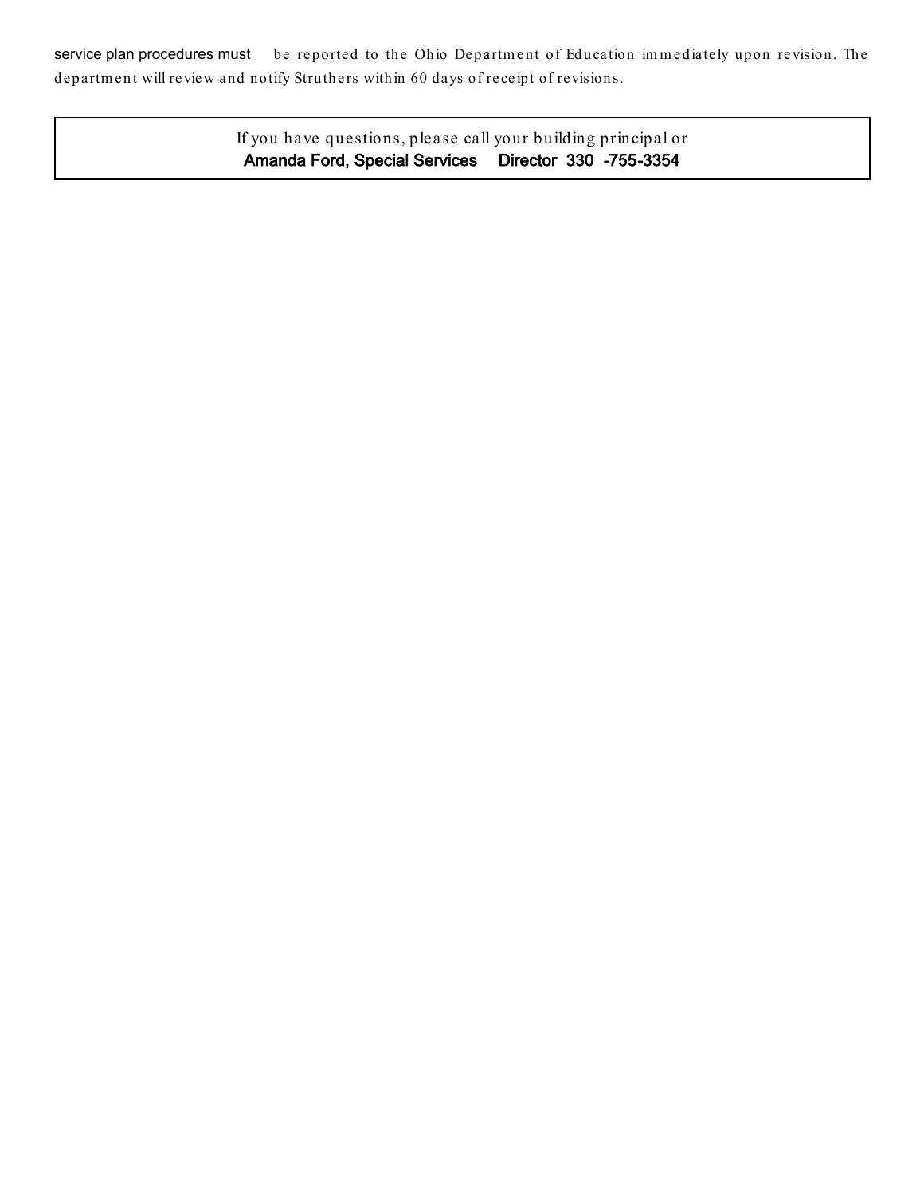service plan procedures must be reported to the Ohio Department of Education immediately upon revision. The department will review and notify Struthers within 60 days of receipt of revisions.

| |
|---|
| If you have questions, please call your building principal or<br>**Amanda Ford, Special Services Director 330 -755-3354** |